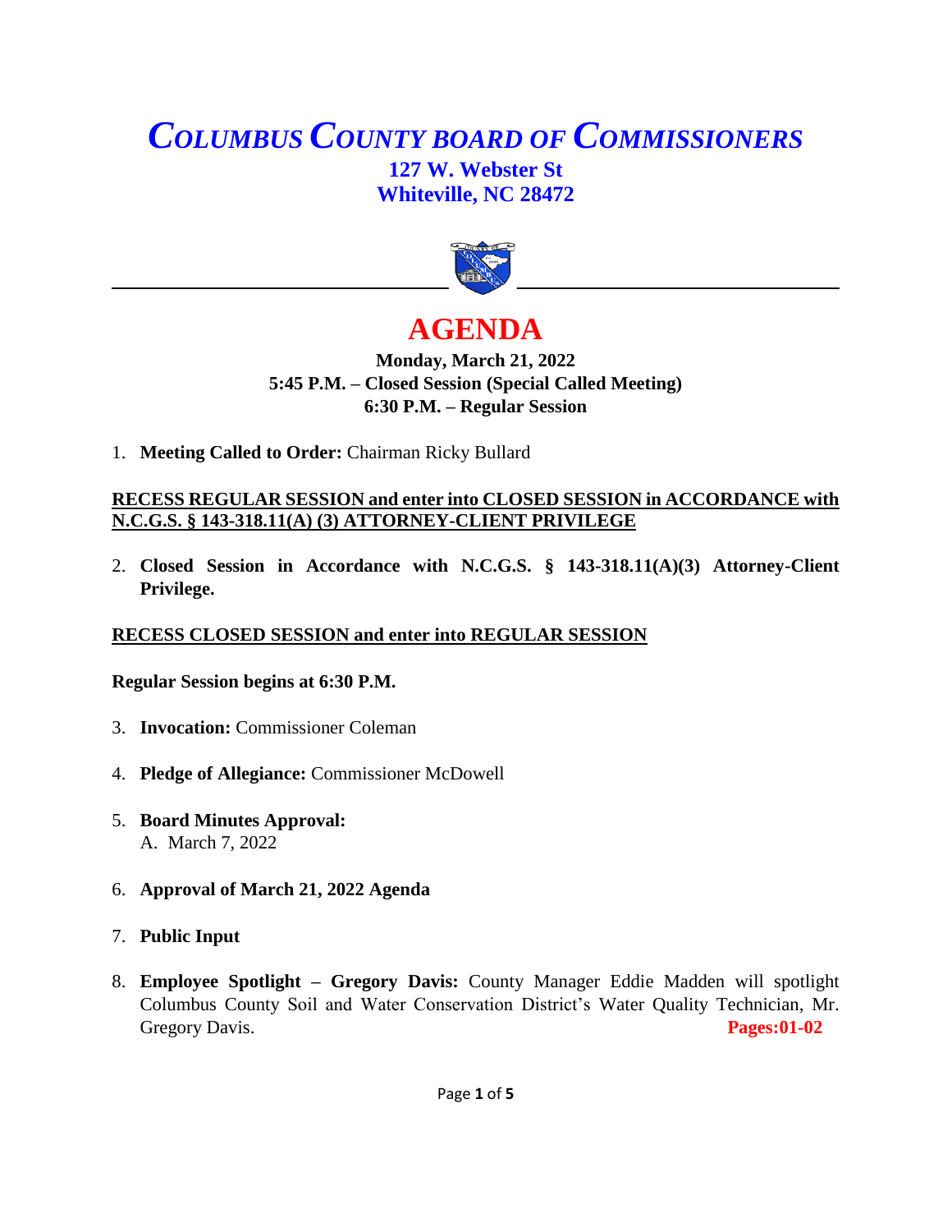# *COLUMBUS COUNTY BOARD OF COMMISSIONERS*

**127 W. Webster St**
**Whiteville, NC 28472**

# AGENDA

**Monday, March 21, 2022**
**5:45 P.M. – Closed Session (Special Called Meeting)**
**6:30 P.M. – Regular Session**

1. **Meeting Called to Order:** Chairman Ricky Bullard

**RECESS REGULAR SESSION and enter into CLOSED SESSION in ACCORDANCE with N.C.G.S. § 143-318.11(A) (3) ATTORNEY-CLIENT PRIVILEGE**

2. **Closed Session in Accordance with N.C.G.S. § 143-318.11(A)(3) Attorney-Client Privilege.**

**RECESS CLOSED SESSION and enter into REGULAR SESSION**

**Regular Session begins at 6:30 P.M.**

3. **Invocation:** Commissioner Coleman

4. **Pledge of Allegiance:** Commissioner McDowell

5. **Board Minutes Approval:**
   A. March 7, 2022

6. **Approval of March 21, 2022 Agenda**

7. **Public Input**

8. **Employee Spotlight – Gregory Davis:** County Manager Eddie Madden will spotlight Columbus County Soil and Water Conservation District's Water Quality Technician, Mr. Gregory Davis. **Pages:01-02**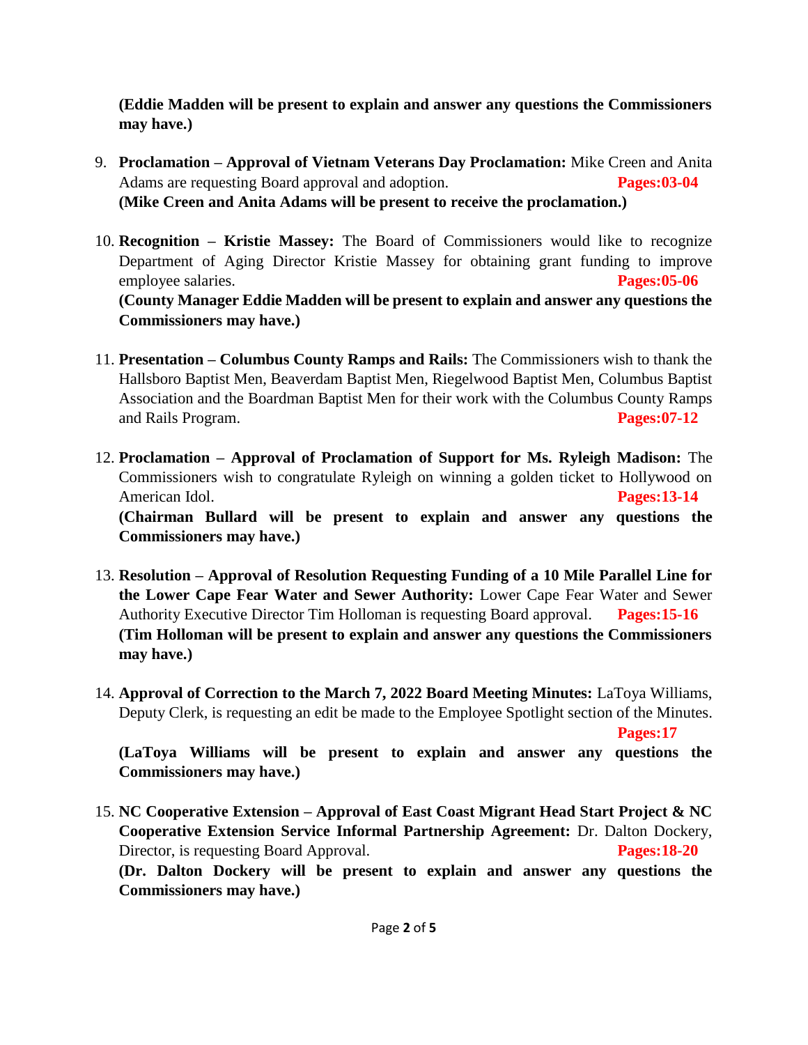**(Eddie Madden will be present to explain and answer any questions the Commissioners may have.)**

9. **Proclamation – Approval of Vietnam Veterans Day Proclamation:** Mike Creen and Anita Adams are requesting Board approval and adoption. **Pages:03-04**
   **(Mike Creen and Anita Adams will be present to receive the proclamation.)**

10. **Recognition – Kristie Massey:** The Board of Commissioners would like to recognize Department of Aging Director Kristie Massey for obtaining grant funding to improve employee salaries. **Pages:05-06**
    **(County Manager Eddie Madden will be present to explain and answer any questions the Commissioners may have.)**

11. **Presentation – Columbus County Ramps and Rails:** The Commissioners wish to thank the Hallsboro Baptist Men, Beaverdam Baptist Men, Riegelwood Baptist Men, Columbus Baptist Association and the Boardman Baptist Men for their work with the Columbus County Ramps and Rails Program. **Pages:07-12**

12. **Proclamation – Approval of Proclamation of Support for Ms. Ryleigh Madison:** The Commissioners wish to congratulate Ryleigh on winning a golden ticket to Hollywood on American Idol. **Pages:13-14**
    **(Chairman Bullard will be present to explain and answer any questions the Commissioners may have.)**

13. **Resolution – Approval of Resolution Requesting Funding of a 10 Mile Parallel Line for the Lower Cape Fear Water and Sewer Authority:** Lower Cape Fear Water and Sewer Authority Executive Director Tim Holloman is requesting Board approval. **Pages:15-16**
    **(Tim Holloman will be present to explain and answer any questions the Commissioners may have.)**

14. **Approval of Correction to the March 7, 2022 Board Meeting Minutes:** LaToya Williams, Deputy Clerk, is requesting an edit be made to the Employee Spotlight section of the Minutes. **Pages:17**
    **(LaToya Williams will be present to explain and answer any questions the Commissioners may have.)**

15. **NC Cooperative Extension – Approval of East Coast Migrant Head Start Project & NC Cooperative Extension Service Informal Partnership Agreement:** Dr. Dalton Dockery, Director, is requesting Board Approval. **Pages:18-20**
    **(Dr. Dalton Dockery will be present to explain and answer any questions the Commissioners may have.)**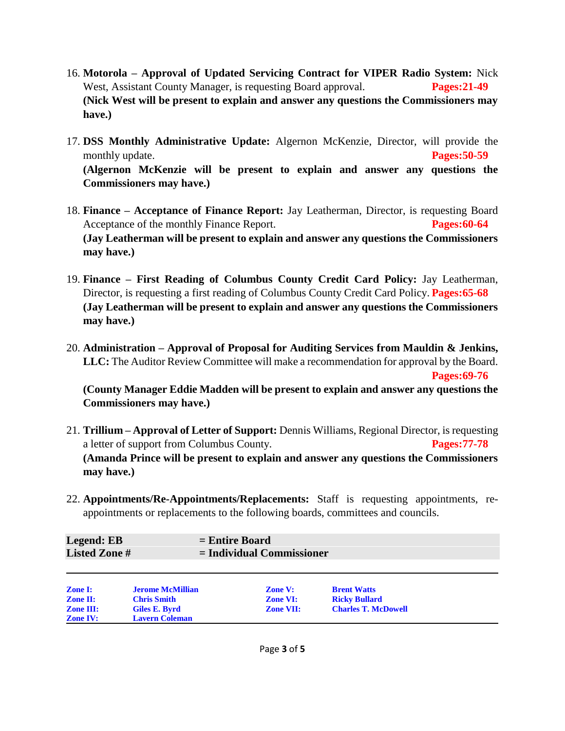16. **Motorola – Approval of Updated Servicing Contract for VIPER Radio System:** Nick West, Assistant County Manager, is requesting Board approval. **Pages:21-49**
    **(Nick West will be present to explain and answer any questions the Commissioners may have.)**

17. **DSS Monthly Administrative Update:** Algernon McKenzie, Director, will provide the monthly update. **Pages:50-59**
    **(Algernon McKenzie will be present to explain and answer any questions the Commissioners may have.)**

18. **Finance – Acceptance of Finance Report:** Jay Leatherman, Director, is requesting Board Acceptance of the monthly Finance Report. **Pages:60-64**
    **(Jay Leatherman will be present to explain and answer any questions the Commissioners may have.)**

19. **Finance – First Reading of Columbus County Credit Card Policy:** Jay Leatherman, Director, is requesting a first reading of Columbus County Credit Card Policy. **Pages:65-68**
    **(Jay Leatherman will be present to explain and answer any questions the Commissioners may have.)**

20. **Administration – Approval of Proposal for Auditing Services from Mauldin & Jenkins, LLC:** The Auditor Review Committee will make a recommendation for approval by the Board. **Pages:69-76**
    **(County Manager Eddie Madden will be present to explain and answer any questions the Commissioners may have.)**

21. **Trillium – Approval of Letter of Support:** Dennis Williams, Regional Director, is requesting a letter of support from Columbus County. **Pages:77-78**
    **(Amanda Prince will be present to explain and answer any questions the Commissioners may have.)**

22. **Appointments/Re-Appointments/Replacements:** Staff is requesting appointments, re-appointments or replacements to the following boards, committees and councils.

| **Legend: EB** | **= Entire Board** |
|---|---|
| **Listed Zone #** | **= Individual Commissioner** |

| | | | |
|---|---|---|---|
| **Zone I:** | **Jerome McMillian** | **Zone V:** | **Brent Watts** |
| **Zone II:** | **Chris Smith** | **Zone VI:** | **Ricky Bullard** |
| **Zone III:** | **Giles E. Byrd** | **Zone VII:** | **Charles T. McDowell** |
| **Zone IV:** | **Lavern Coleman** | | |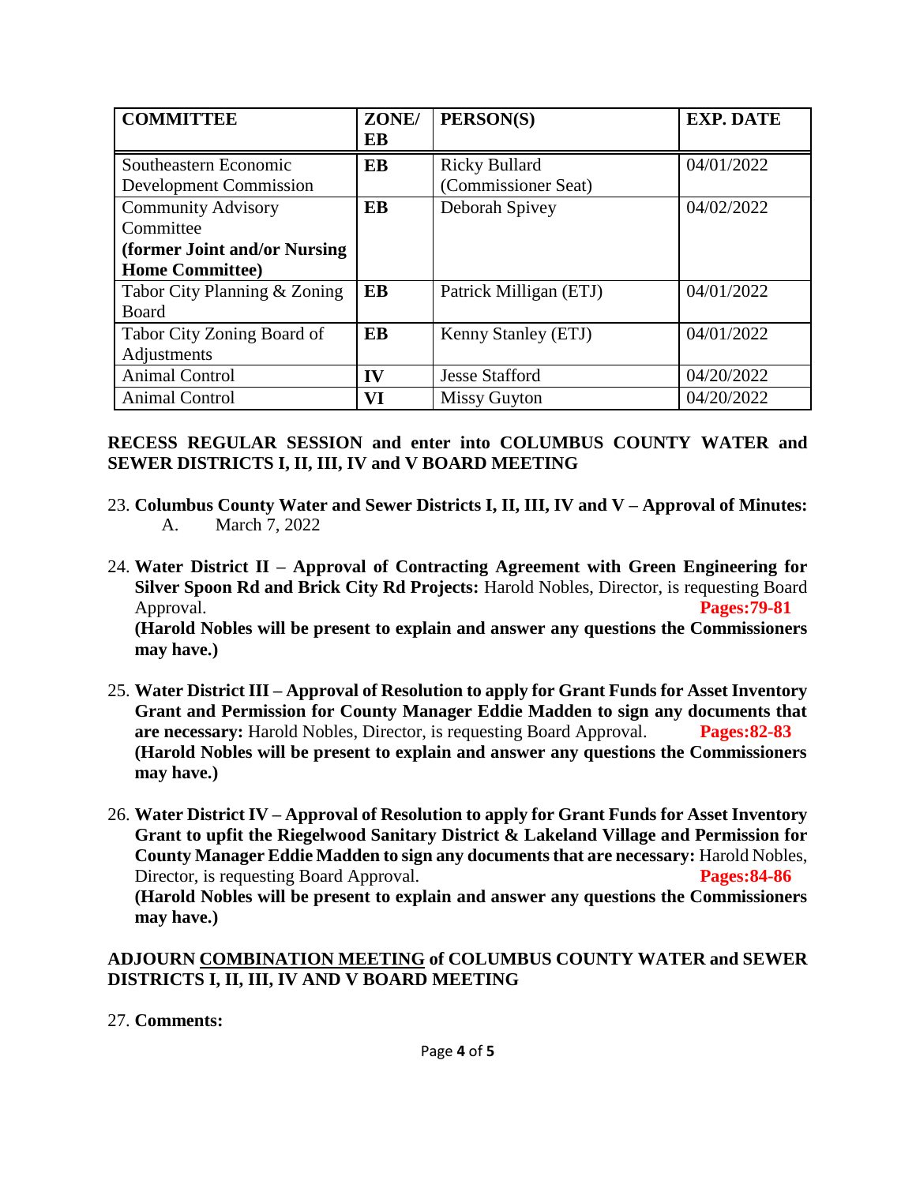| COMMITTEE | ZONE/ EB | PERSON(S) | EXP. DATE |
|---|---|---|---|
| Southeastern Economic Development Commission | EB | Ricky Bullard (Commissioner Seat) | 04/01/2022 |
| Community Advisory Committee **(former Joint and/or Nursing Home Committee)** | EB | Deborah Spivey | 04/02/2022 |
| Tabor City Planning & Zoning Board | EB | Patrick Milligan (ETJ) | 04/01/2022 |
| Tabor City Zoning Board of Adjustments | EB | Kenny Stanley (ETJ) | 04/01/2022 |
| Animal Control | IV | Jesse Stafford | 04/20/2022 |
| Animal Control | VI | Missy Guyton | 04/20/2022 |

**RECESS REGULAR SESSION and enter into COLUMBUS COUNTY WATER and SEWER DISTRICTS I, II, III, IV and V BOARD MEETING**

23. **Columbus County Water and Sewer Districts I, II, III, IV and V – Approval of Minutes:**
    A. March 7, 2022

24. **Water District II – Approval of Contracting Agreement with Green Engineering for Silver Spoon Rd and Brick City Rd Projects:** Harold Nobles, Director, is requesting Board Approval. **Pages:79-81**
    **(Harold Nobles will be present to explain and answer any questions the Commissioners may have.)**

25. **Water District III – Approval of Resolution to apply for Grant Funds for Asset Inventory Grant and Permission for County Manager Eddie Madden to sign any documents that are necessary:** Harold Nobles, Director, is requesting Board Approval. **Pages:82-83**
    **(Harold Nobles will be present to explain and answer any questions the Commissioners may have.)**

26. **Water District IV – Approval of Resolution to apply for Grant Funds for Asset Inventory Grant to upfit the Riegelwood Sanitary District & Lakeland Village and Permission for County Manager Eddie Madden to sign any documents that are necessary:** Harold Nobles, Director, is requesting Board Approval. **Pages:84-86**
    **(Harold Nobles will be present to explain and answer any questions the Commissioners may have.)**

**ADJOURN COMBINATION MEETING of COLUMBUS COUNTY WATER and SEWER DISTRICTS I, II, III, IV AND V BOARD MEETING**

27. **Comments:**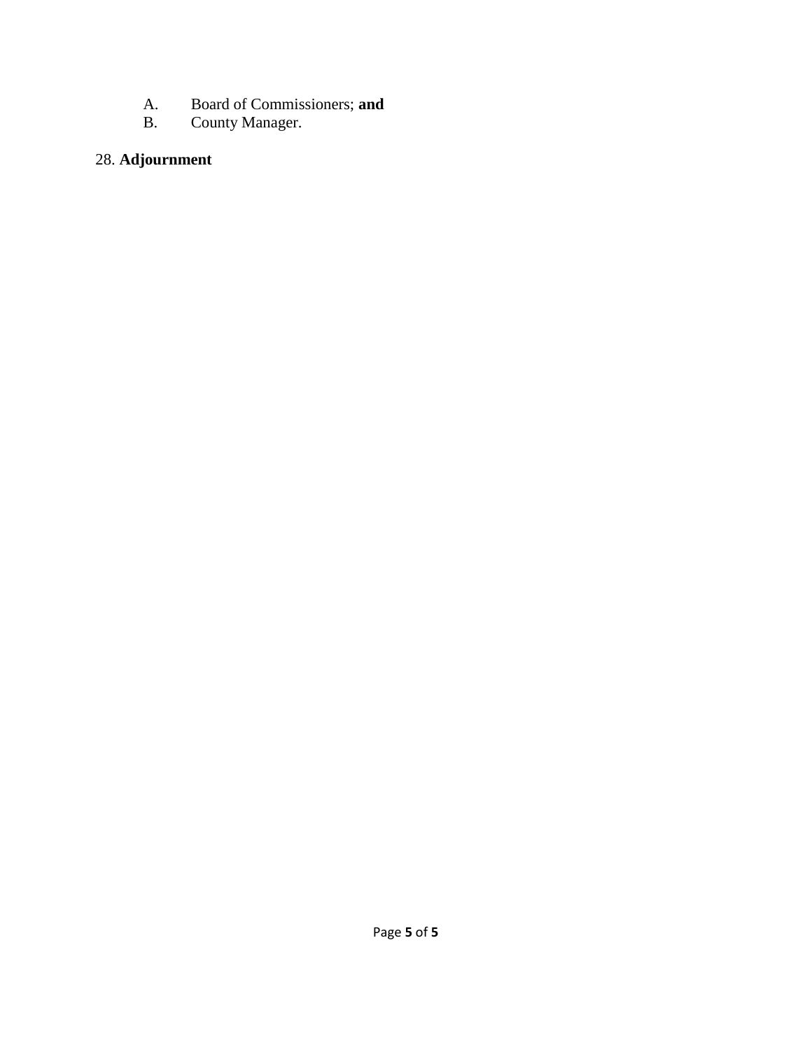A. Board of Commissioners; **and**
B. County Manager.

28. **Adjournment**